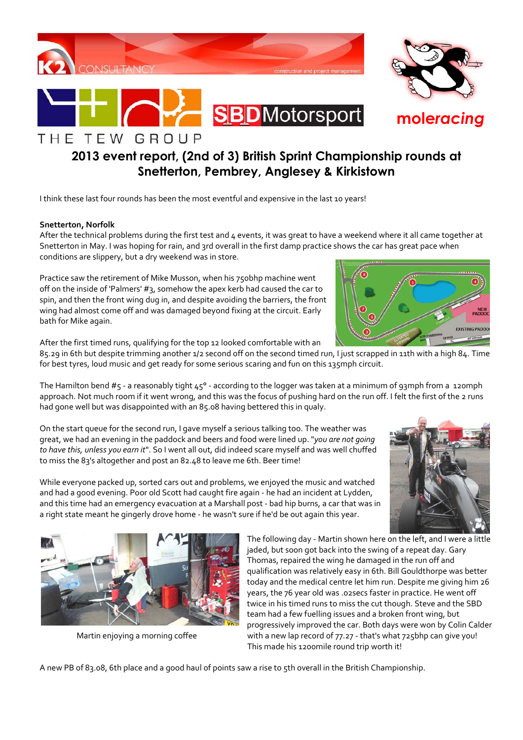## 2013 event report, (2nd of 3) British Sprint Championship rounds at Snetterton, Pembrey, Anglesey & Kirkistown

I think these last four rounds has been the most eventful and expensive in the last 10 years!

**Snetterton, Norfolk**

After the technical problems during the first test and 4 events, it was great to have a weekend where it all came together at Snetterton in May. I was hoping for rain, and 3rd overall in the first damp practice shows the car has great pace when conditions are slippery, but a dry weekend was in store.

Practice saw the retirement of Mike Musson, when his 750bhp machine went off on the inside of 'Palmers' #3, somehow the apex kerb had caused the car to spin, and then the front wing dug in, and despite avoiding the barriers, the front wing had almost come off and was damaged beyond fixing at the circuit. Early bath for Mike again.

After the first timed runs, qualifying for the top 12 looked comfortable with an 85.29 in 6th but despite trimming another 1/2 second off on the second timed run, I just scrapped in 11th with a high 84. Time for best tyres, loud music and get ready for some serious scaring and fun on this 135mph circuit.

The Hamilton bend #5 - a reasonably tight 45° - according to the logger was taken at a minimum of 93mph from a 120mph approach. Not much room if it went wrong, and this was the focus of pushing hard on the run off. I felt the first of the 2 runs had gone well but was disappointed with an 85.08 having bettered this in qualy.

On the start queue for the second run, I gave myself a serious talking too. The weather was great, we had an evening in the paddock and beers and food were lined up. "*you are not going to have this, unless you earn it*". So I went all out, did indeed scare myself and was well chuffed to miss the 83's altogether and post an 82.48 to leave me 6th. Beer time!

While everyone packed up, sorted cars out and problems, we enjoyed the music and watched and had a good evening. Poor old Scott had caught fire again - he had an incident at Lydden, and this time had an emergency evacuation at a Marshall post - bad hip burns, a car that was in a right state meant he gingerly drove home - he wasn't sure if he'd be out again this year.

Martin enjoying a morning coffee

The following day - Martin shown here on the left, and I were a little jaded, but soon got back into the swing of a repeat day. Gary Thomas, repaired the wing he damaged in the run off and qualification was relatively easy in 6th. Bill Gouldthorpe was better today and the medical centre let him run. Despite me giving him 26 years, the 76 year old was .02secs faster in practice. He went off twice in his timed runs to miss the cut though. Steve and the SBD team had a few fuelling issues and a broken front wing, but progressively improved the car. Both days were won by Colin Calder with a new lap record of 77.27 - that's what 725bhp can give you! This made his 1200mile round trip worth it!

A new PB of 83.08, 6th place and a good haul of points saw a rise to 5th overall in the British Championship.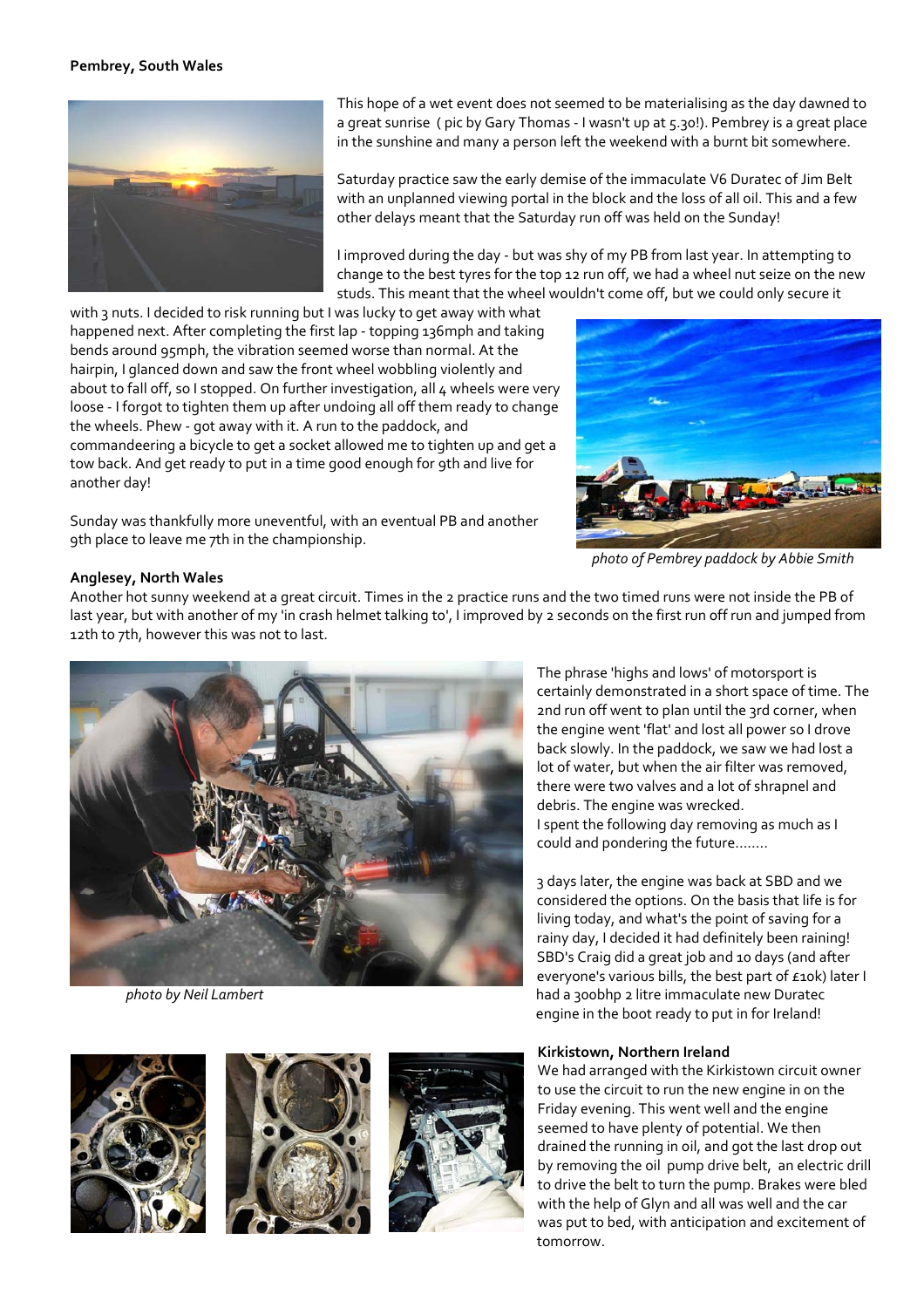**Pembrey, South Wales**

This hope of a wet event does not seemed to be materialising as the day dawned to a great sunrise ( pic by Gary Thomas - I wasn't up at 5.30!). Pembrey is a great place in the sunshine and many a person left the weekend with a burnt bit somewhere.

Saturday practice saw the early demise of the immaculate V6 Duratec of Jim Belt with an unplanned viewing portal in the block and the loss of all oil. This and a few other delays meant that the Saturday run off was held on the Sunday!

I improved during the day - but was shy of my PB from last year. In attempting to change to the best tyres for the top 12 run off, we had a wheel nut seize on the new studs. This meant that the wheel wouldn't come off, but we could only secure it with 3 nuts. I decided to risk running but I was lucky to get away with what happened next. After completing the first lap - topping 136mph and taking bends around 95mph, the vibration seemed worse than normal. At the hairpin, I glanced down and saw the front wheel wobbling violently and about to fall off, so I stopped. On further investigation, all 4 wheels were very loose - I forgot to tighten them up after undoing all off them ready to change the wheels. Phew - got away with it. A run to the paddock, and commandeering a bicycle to get a socket allowed me to tighten up and get a tow back. And get ready to put in a time good enough for 9th and live for another day!

Sunday was thankfully more uneventful, with an eventual PB and another 9th place to leave me 7th in the championship.

*photo of Pembrey paddock by Abbie Smith*

**Anglesey, North Wales**

Another hot sunny weekend at a great circuit. Times in the 2 practice runs and the two timed runs were not inside the PB of last year, but with another of my 'in crash helmet talking to', I improved by 2 seconds on the first run off run and jumped from 12th to 7th, however this was not to last.

*photo by Neil Lambert*

The phrase 'highs and lows' of motorsport is certainly demonstrated in a short space of time. The 2nd run off went to plan until the 3rd corner, when the engine went 'flat' and lost all power so I drove back slowly. In the paddock, we saw we had lost a lot of water, but when the air filter was removed, there were two valves and a lot of shrapnel and debris. The engine was wrecked.
I spent the following day removing as much as I could and pondering the future........

3 days later, the engine was back at SBD and we considered the options. On the basis that life is for living today, and what's the point of saving for a rainy day, I decided it had definitely been raining! SBD's Craig did a great job and 10 days (and after everyone's various bills, the best part of £10k) later I had a 300bhp 2 litre immaculate new Duratec engine in the boot ready to put in for Ireland!

**Kirkistown, Northern Ireland**

We had arranged with the Kirkistown circuit owner to use the circuit to run the new engine in on the Friday evening. This went well and the engine seemed to have plenty of potential. We then drained the running in oil, and got the last drop out by removing the oil pump drive belt, an electric drill to drive the belt to turn the pump. Brakes were bled with the help of Glyn and all was well and the car was put to bed, with anticipation and excitement of tomorrow.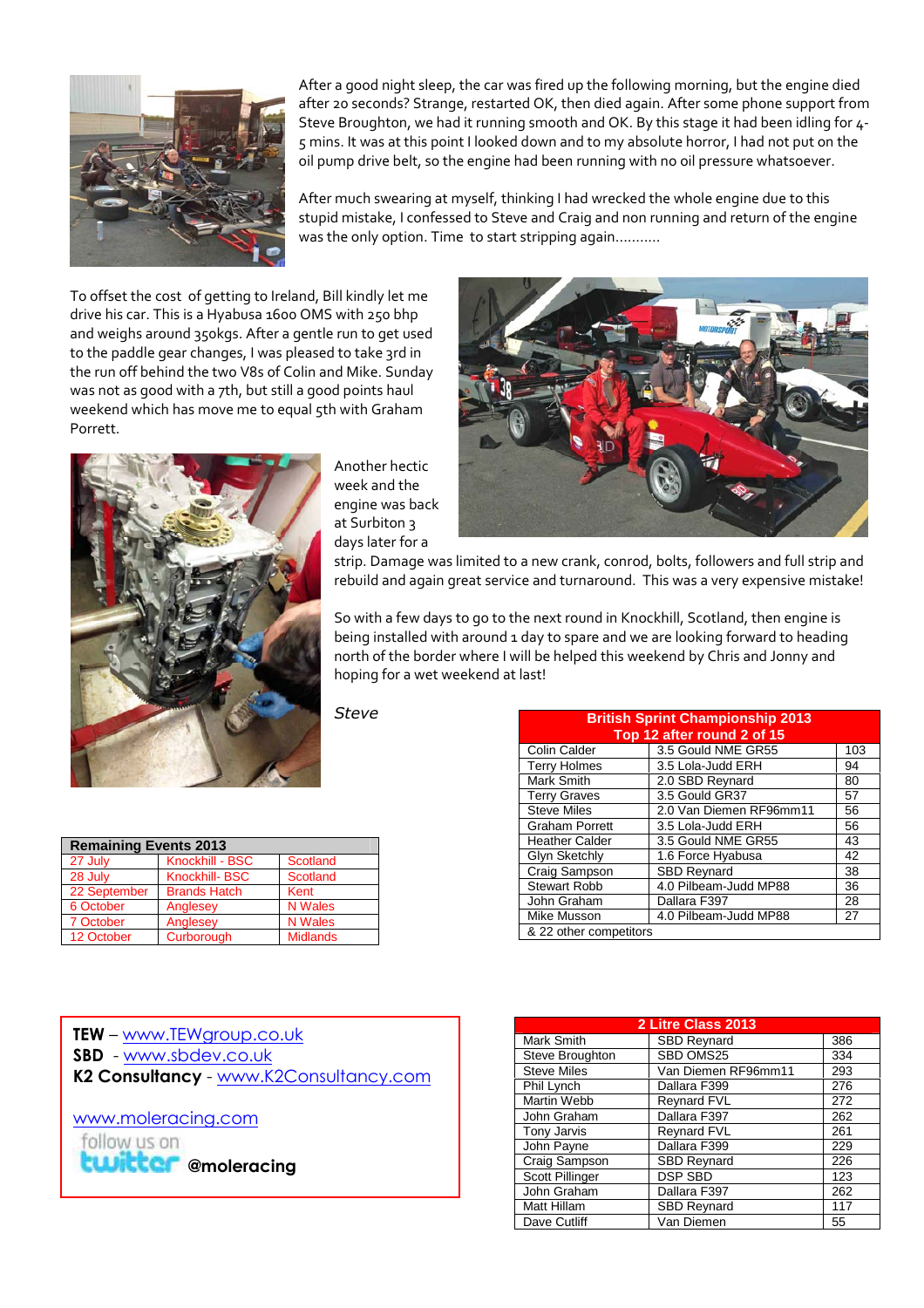After a good night sleep, the car was fired up the following morning, but the engine died after 20 seconds? Strange, restarted OK, then died again. After some phone support from Steve Broughton, we had it running smooth and OK. By this stage it had been idling for 4-5 mins. It was at this point I looked down and to my absolute horror, I had not put on the oil pump drive belt, so the engine had been running with no oil pressure whatsoever.

After much swearing at myself, thinking I had wrecked the whole engine due to this stupid mistake, I confessed to Steve and Craig and non running and return of the engine was the only option. Time to start stripping again...........

To offset the cost of getting to Ireland, Bill kindly let me drive his car. This is a Hyabusa 1600 OMS with 250 bhp and weighs around 350kgs. After a gentle run to get used to the paddle gear changes, I was pleased to take 3rd in the run off behind the two V8s of Colin and Mike. Sunday was not as good with a 7th, but still a good points haul weekend which has move me to equal 5th with Graham Porrett.

Another hectic week and the engine was back at Surbiton 3 days later for a strip. Damage was limited to a new crank, conrod, bolts, followers and full strip and rebuild and again great service and turnaround. This was a very expensive mistake!

So with a few days to go to the next round in Knockhill, Scotland, then engine is being installed with around 1 day to spare and we are looking forward to heading north of the border where I will be helped this weekend by Chris and Jonny and hoping for a wet weekend at last!

*Steve*

| Remaining Events 2013 | | |
|---|---|---|
| 27 July | Knockhill - BSC | Scotland |
| 28 July | Knockhill- BSC | Scotland |
| 22 September | Brands Hatch | Kent |
| 6 October | Anglesey | N Wales |
| 7 October | Anglesey | N Wales |
| 12 October | Curborough | Midlands |

| British Sprint Championship 2013 Top 12 after round 2 of 15 | | |
|---|---|---|
| Colin Calder | 3.5 Gould NME GR55 | 103 |
| Terry Holmes | 3.5 Lola-Judd ERH | 94 |
| Mark Smith | 2.0 SBD Reynard | 80 |
| Terry Graves | 3.5 Gould GR37 | 57 |
| Steve Miles | 2.0 Van Diemen RF96mm11 | 56 |
| Graham Porrett | 3.5 Lola-Judd ERH | 56 |
| Heather Calder | 3.5 Gould NME GR55 | 43 |
| Glyn Sketchly | 1.6 Force Hyabusa | 42 |
| Craig Sampson | SBD Reynard | 38 |
| Stewart Robb | 4.0 Pilbeam-Judd MP88 | 36 |
| John Graham | Dallara F397 | 28 |
| Mike Musson | 4.0 Pilbeam-Judd MP88 | 27 |
| & 22 other competitors | | |

**TEW** – www.TEWgroup.co.uk
**SBD** - www.sbdev.co.uk
**K2 Consultancy** - www.K2Consultancy.com

www.moleracing.com
follow us on twitter **@moleracing**

| 2 Litre Class 2013 | | |
|---|---|---|
| Mark Smith | SBD Reynard | 386 |
| Steve Broughton | SBD OMS25 | 334 |
| Steve Miles | Van Diemen RF96mm11 | 293 |
| Phil Lynch | Dallara F399 | 276 |
| Martin Webb | Reynard FVL | 272 |
| John Graham | Dallara F397 | 262 |
| Tony Jarvis | Reynard FVL | 261 |
| John Payne | Dallara F399 | 229 |
| Craig Sampson | SBD Reynard | 226 |
| Scott Pillinger | DSP SBD | 123 |
| John Graham | Dallara F397 | 262 |
| Matt Hillam | SBD Reynard | 117 |
| Dave Cutliff | Van Diemen | 55 |